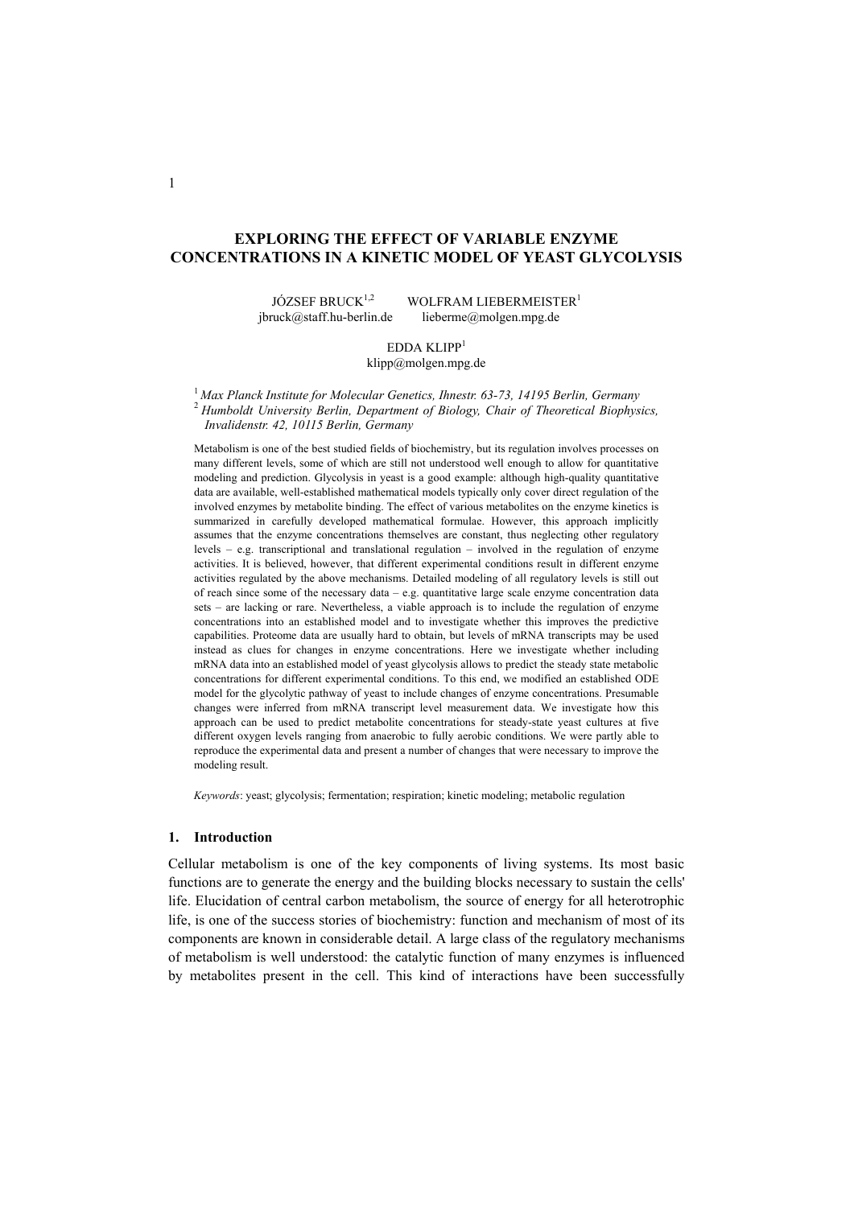# EXPLORING THE EFFECT OF VARIABLE ENZYME CONCENTRATIONS IN A KINETIC MODEL OF YEAST GLYCOLYSIS

JÓZSEF BRUCK[1,2] jbruck@staff.hu-berlin.de

WOLFRAM LIEBERMEISTER[1] lieberme@molgen.mpg.de

EDDA KLIPP[1] klipp@molgen.mpg.de

[1] *Max Planck Institute for Molecular Genetics, Ihnestr. 63-73, 14195 Berlin, Germany*
[2] *Humboldt University Berlin, Department of Biology, Chair of Theoretical Biophysics, Invalidenstr. 42, 10115 Berlin, Germany*

Metabolism is one of the best studied fields of biochemistry, but its regulation involves processes on many different levels, some of which are still not understood well enough to allow for quantitative modeling and prediction. Glycolysis in yeast is a good example: although high-quality quantitative data are available, well-established mathematical models typically only cover direct regulation of the involved enzymes by metabolite binding. The effect of various metabolites on the enzyme kinetics is summarized in carefully developed mathematical formulae. However, this approach implicitly assumes that the enzyme concentrations themselves are constant, thus neglecting other regulatory levels – e.g. transcriptional and translational regulation – involved in the regulation of enzyme activities. It is believed, however, that different experimental conditions result in different enzyme activities regulated by the above mechanisms. Detailed modeling of all regulatory levels is still out of reach since some of the necessary data – e.g. quantitative large scale enzyme concentration data sets – are lacking or rare. Nevertheless, a viable approach is to include the regulation of enzyme concentrations into an established model and to investigate whether this improves the predictive capabilities. Proteome data are usually hard to obtain, but levels of mRNA transcripts may be used instead as clues for changes in enzyme concentrations. Here we investigate whether including mRNA data into an established model of yeast glycolysis allows to predict the steady state metabolic concentrations for different experimental conditions. To this end, we modified an established ODE model for the glycolytic pathway of yeast to include changes of enzyme concentrations. Presumable changes were inferred from mRNA transcript level measurement data. We investigate how this approach can be used to predict metabolite concentrations for steady-state yeast cultures at five different oxygen levels ranging from anaerobic to fully aerobic conditions. We were partly able to reproduce the experimental data and present a number of changes that were necessary to improve the modeling result.

*Keywords*: yeast; glycolysis; fermentation; respiration; kinetic modeling; metabolic regulation

## 1. Introduction

Cellular metabolism is one of the key components of living systems. Its most basic functions are to generate the energy and the building blocks necessary to sustain the cells' life. Elucidation of central carbon metabolism, the source of energy for all heterotrophic life, is one of the success stories of biochemistry: function and mechanism of most of its components are known in considerable detail. A large class of the regulatory mechanisms of metabolism is well understood: the catalytic function of many enzymes is influenced by metabolites present in the cell. This kind of interactions have been successfully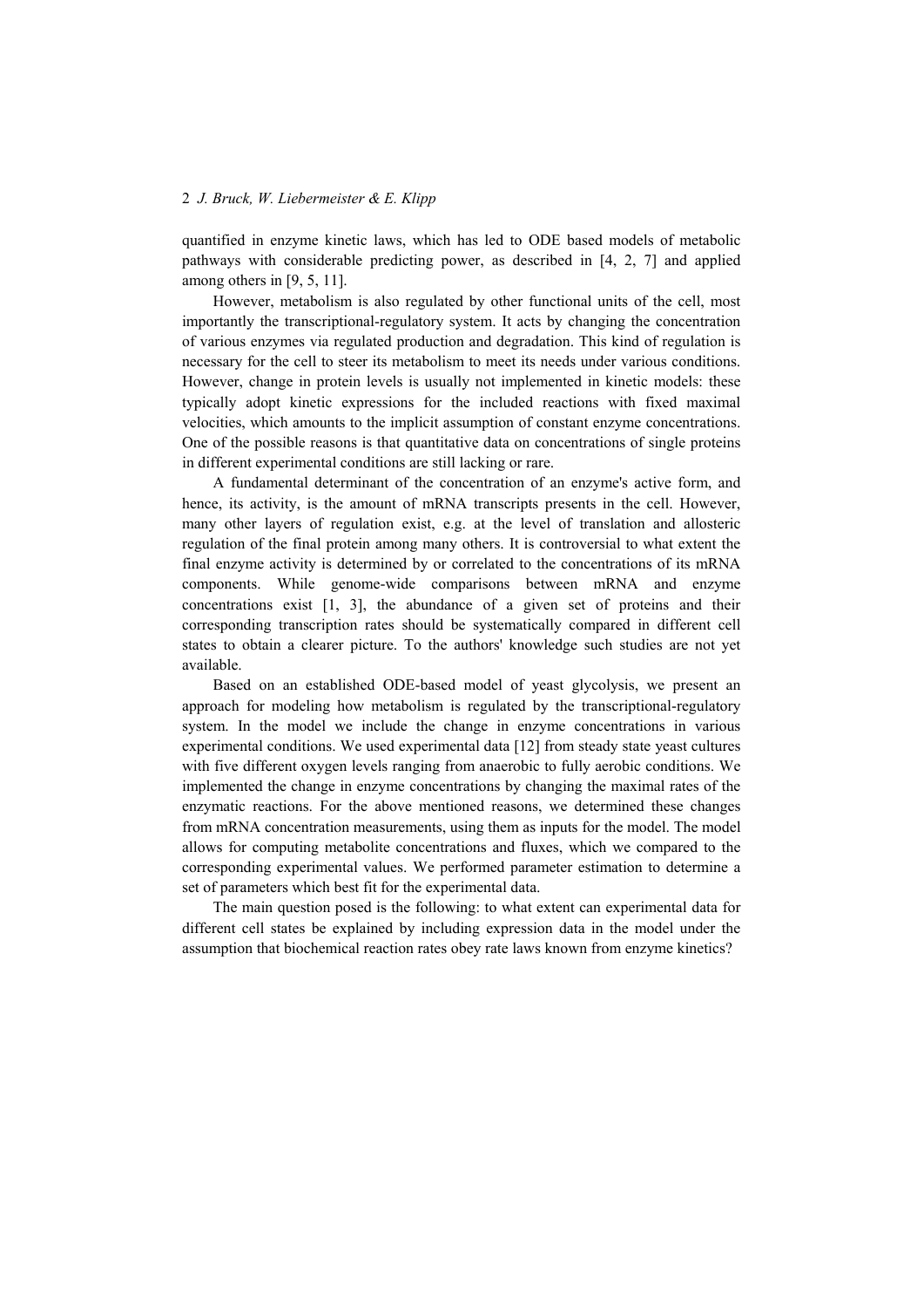quantified in enzyme kinetic laws, which has led to ODE based models of metabolic pathways with considerable predicting power, as described in [4, 2, 7] and applied among others in [9, 5, 11].

However, metabolism is also regulated by other functional units of the cell, most importantly the transcriptional-regulatory system. It acts by changing the concentration of various enzymes via regulated production and degradation. This kind of regulation is necessary for the cell to steer its metabolism to meet its needs under various conditions. However, change in protein levels is usually not implemented in kinetic models: these typically adopt kinetic expressions for the included reactions with fixed maximal velocities, which amounts to the implicit assumption of constant enzyme concentrations. One of the possible reasons is that quantitative data on concentrations of single proteins in different experimental conditions are still lacking or rare.

A fundamental determinant of the concentration of an enzyme's active form, and hence, its activity, is the amount of mRNA transcripts presents in the cell. However, many other layers of regulation exist, e.g. at the level of translation and allosteric regulation of the final protein among many others. It is controversial to what extent the final enzyme activity is determined by or correlated to the concentrations of its mRNA components. While genome-wide comparisons between mRNA and enzyme concentrations exist [1, 3], the abundance of a given set of proteins and their corresponding transcription rates should be systematically compared in different cell states to obtain a clearer picture. To the authors' knowledge such studies are not yet available.

Based on an established ODE-based model of yeast glycolysis, we present an approach for modeling how metabolism is regulated by the transcriptional-regulatory system. In the model we include the change in enzyme concentrations in various experimental conditions. We used experimental data [12] from steady state yeast cultures with five different oxygen levels ranging from anaerobic to fully aerobic conditions. We implemented the change in enzyme concentrations by changing the maximal rates of the enzymatic reactions. For the above mentioned reasons, we determined these changes from mRNA concentration measurements, using them as inputs for the model. The model allows for computing metabolite concentrations and fluxes, which we compared to the corresponding experimental values. We performed parameter estimation to determine a set of parameters which best fit for the experimental data.

The main question posed is the following: to what extent can experimental data for different cell states be explained by including expression data in the model under the assumption that biochemical reaction rates obey rate laws known from enzyme kinetics?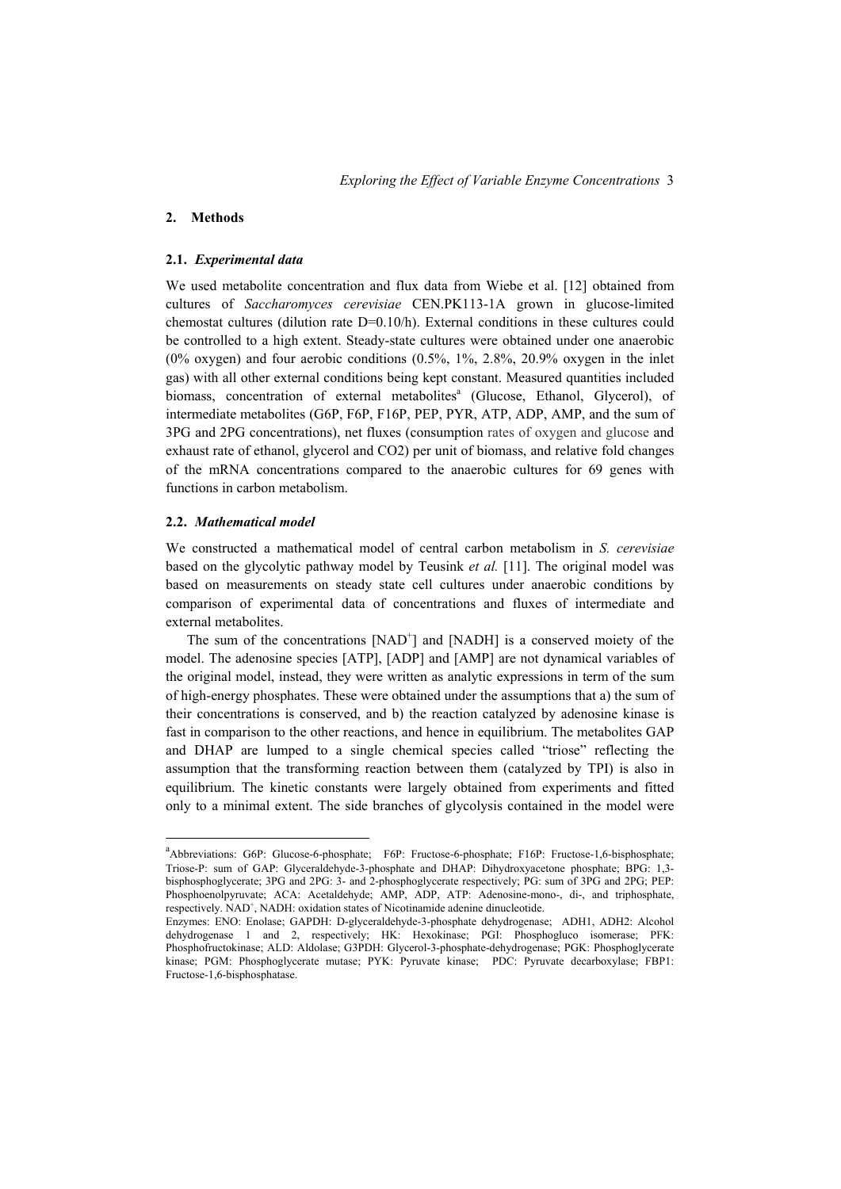## 2. Methods

### 2.1. *Experimental data*

We used metabolite concentration and flux data from Wiebe et al. [12] obtained from cultures of *Saccharomyces cerevisiae* CEN.PK113-1A grown in glucose-limited chemostat cultures (dilution rate D=0.10/h). External conditions in these cultures could be controlled to a high extent. Steady-state cultures were obtained under one anaerobic (0% oxygen) and four aerobic conditions (0.5%, 1%, 2.8%, 20.9% oxygen in the inlet gas) with all other external conditions being kept constant. Measured quantities included biomass, concentration of external metabolites[a] (Glucose, Ethanol, Glycerol), of intermediate metabolites (G6P, F6P, F16P, PEP, PYR, ATP, ADP, AMP, and the sum of 3PG and 2PG concentrations), net fluxes (consumption rates of oxygen and glucose and exhaust rate of ethanol, glycerol and CO2) per unit of biomass, and relative fold changes of the mRNA concentrations compared to the anaerobic cultures for 69 genes with functions in carbon metabolism.

### 2.2. *Mathematical model*

We constructed a mathematical model of central carbon metabolism in *S. cerevisiae* based on the glycolytic pathway model by Teusink *et al.* [11]. The original model was based on measurements on steady state cell cultures under anaerobic conditions by comparison of experimental data of concentrations and fluxes of intermediate and external metabolites.

The sum of the concentrations [$NAD^+$] and [NADH] is a conserved moiety of the model. The adenosine species [ATP], [ADP] and [AMP] are not dynamical variables of the original model, instead, they were written as analytic expressions in term of the sum of high-energy phosphates. These were obtained under the assumptions that a) the sum of their concentrations is conserved, and b) the reaction catalyzed by adenosine kinase is fast in comparison to the other reactions, and hence in equilibrium. The metabolites GAP and DHAP are lumped to a single chemical species called "triose" reflecting the assumption that the transforming reaction between them (catalyzed by TPI) is also in equilibrium. The kinetic constants were largely obtained from experiments and fitted only to a minimal extent. The side branches of glycolysis contained in the model were

---

[a]Abbreviations: G6P: Glucose-6-phosphate; F6P: Fructose-6-phosphate; F16P: Fructose-1,6-bisphosphate; Triose-P: sum of GAP: Glyceraldehyde-3-phosphate and DHAP: Dihydroxyacetone phosphate; BPG: 1,3-bisphosphoglycerate; 3PG and 2PG: 3- and 2-phosphoglycerate respectively; PG: sum of 3PG and 2PG; PEP: Phosphoenolpyruvate; ACA: Acetaldehyde; AMP, ADP, ATP: Adenosine-mono-, di-, and triphosphate, respectively. $NAD^+$, NADH: oxidation states of Nicotinamide adenine dinucleotide.

Enzymes: ENO: Enolase; GAPDH: D-glyceraldehyde-3-phosphate dehydrogenase; ADH1, ADH2: Alcohol dehydrogenase 1 and 2, respectively; HK: Hexokinase; PGI: Phosphogluco isomerase; PFK: Phosphofructokinase; ALD: Aldolase; G3PDH: Glycerol-3-phosphate-dehydrogenase; PGK: Phosphoglycerate kinase; PGM: Phosphoglycerate mutase; PYK: Pyruvate kinase; PDC: Pyruvate decarboxylase; FBP1: Fructose-1,6-bisphosphatase.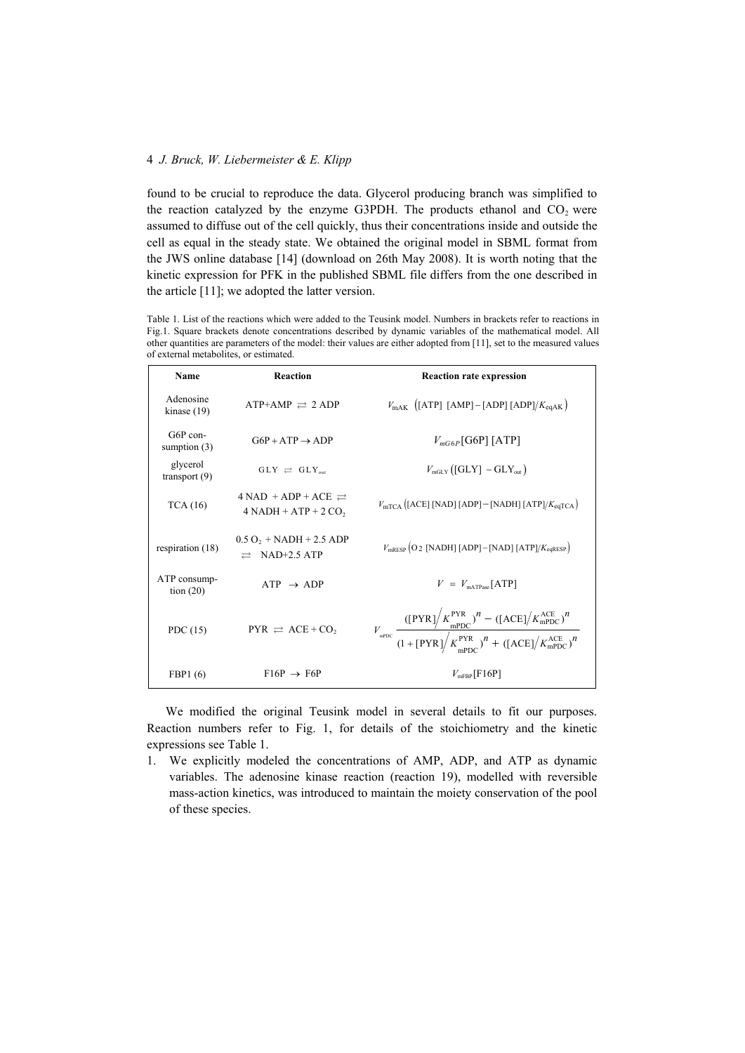found to be crucial to reproduce the data. Glycerol producing branch was simplified to the reaction catalyzed by the enzyme G3PDH. The products ethanol and $CO_2$ were assumed to diffuse out of the cell quickly, thus their concentrations inside and outside the cell as equal in the steady state. We obtained the original model in SBML format from the JWS online database [14] (download on 26th May 2008). It is worth noting that the kinetic expression for PFK in the published SBML file differs from the one described in the article [11]; we adopted the latter version.

Table 1. List of the reactions which were added to the Teusink model. Numbers in brackets refer to reactions in Fig.1. Square brackets denote concentrations described by dynamic variables of the mathematical model. All other quantities are parameters of the model: their values are either adopted from [11], set to the measured values of external metabolites, or estimated.

| Name | Reaction | Reaction rate expression |
|---|---|---|
| Adenosine kinase (19) | $\mathrm{ATP+AMP} \rightleftarrows 2\,\mathrm{ADP}$ | $V_{\mathrm{mAK}}\left([\mathrm{ATP}]\,[\mathrm{AMP}]-[\mathrm{ADP}]\,[\mathrm{ADP}]/K_{\mathrm{eqAK}}\right)$ |
| G6P consumption (3) | $\mathrm{G6P+ATP} \rightarrow \mathrm{ADP}$ | $V_{mG6P}[\mathrm{G6P}]\,[\mathrm{ATP}]$ |
| glycerol transport (9) | $\mathrm{GLY} \rightleftarrows \mathrm{GLY_{out}}$ | $V_{\mathrm{mGLY}}\left([\mathrm{GLY}]-\mathrm{GLY_{out}}\right)$ |
| TCA (16) | $4\,\mathrm{NAD} + \mathrm{ADP} + \mathrm{ACE} \rightleftarrows 4\,\mathrm{NADH} + \mathrm{ATP} + 2\,\mathrm{CO_2}$ | $V_{\mathrm{mTCA}}\left([\mathrm{ACE}]\,[\mathrm{NAD}]\,[\mathrm{ADP}]-[\mathrm{NADH}]\,[\mathrm{ATP}]/K_{\mathrm{eqTCA}}\right)$ |
| respiration (18) | $0.5\,\mathrm{O_2} + \mathrm{NADH} + 2.5\,\mathrm{ADP} \rightleftarrows \mathrm{NAD} + 2.5\,\mathrm{ATP}$ | $V_{\mathrm{mRESP}}\left(\mathrm{O_2}\,[\mathrm{NADH}]\,[\mathrm{ADP}]-[\mathrm{NAD}]\,[\mathrm{ATP}]/K_{\mathrm{eqRESP}}\right)$ |
| ATP consumption (20) | $\mathrm{ATP} \rightarrow \mathrm{ADP}$ | $V = V_{\mathrm{mATPase}}[\mathrm{ATP}]$ |
| PDC (15) | $\mathrm{PYR} \rightleftarrows \mathrm{ACE} + \mathrm{CO_2}$ | $V_{\mathrm{mPDC}}\dfrac{([\mathrm{PYR}]/K^{\mathrm{PYR}}_{\mathrm{mPDC}})^n - ([\mathrm{ACE}]/K^{\mathrm{ACE}}_{\mathrm{mPDC}})^n}{(1+[\mathrm{PYR}]/K^{\mathrm{PYR}}_{\mathrm{mPDC}})^n + ([\mathrm{ACE}]/K^{\mathrm{ACE}}_{\mathrm{mPDC}})^n}$ |
| FBP1 (6) | $\mathrm{F16P} \rightarrow \mathrm{F6P}$ | $V_{\mathrm{mFBP}}[\mathrm{F16P}]$ |

We modified the original Teusink model in several details to fit our purposes. Reaction numbers refer to Fig. 1, for details of the stoichiometry and the kinetic expressions see Table 1.

1. We explicitly modeled the concentrations of AMP, ADP, and ATP as dynamic variables. The adenosine kinase reaction (reaction 19), modelled with reversible mass-action kinetics, was introduced to maintain the moiety conservation of the pool of these species.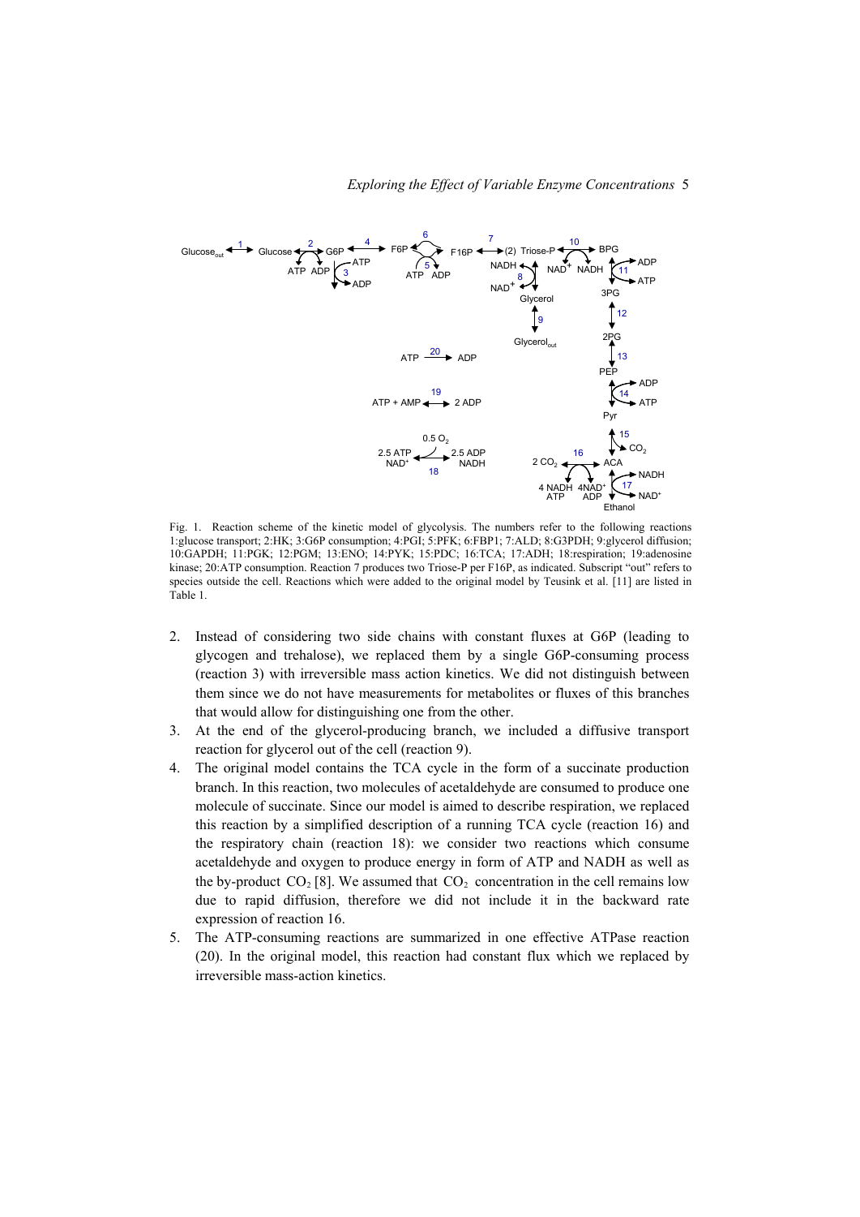Fig. 1. Reaction scheme of the kinetic model of glycolysis. The numbers refer to the following reactions 1:glucose transport; 2:HK; 3:G6P consumption; 4:PGI; 5:PFK; 6:FBP1; 7:ALD; 8:G3PDH; 9:glycerol diffusion; 10:GAPDH; 11:PGK; 12:PGM; 13:ENO; 14:PYK; 15:PDC; 16:TCA; 17:ADH; 18:respiration; 19:adenosine kinase; 20:ATP consumption. Reaction 7 produces two Triose-P per F16P, as indicated. Subscript "out" refers to species outside the cell. Reactions which were added to the original model by Teusink et al. [11] are listed in Table 1.

2. Instead of considering two side chains with constant fluxes at G6P (leading to glycogen and trehalose), we replaced them by a single G6P-consuming process (reaction 3) with irreversible mass action kinetics. We did not distinguish between them since we do not have measurements for metabolites or fluxes of this branches that would allow for distinguishing one from the other.
3. At the end of the glycerol-producing branch, we included a diffusive transport reaction for glycerol out of the cell (reaction 9).
4. The original model contains the TCA cycle in the form of a succinate production branch. In this reaction, two molecules of acetaldehyde are consumed to produce one molecule of succinate. Since our model is aimed to describe respiration, we replaced this reaction by a simplified description of a running TCA cycle (reaction 16) and the respiratory chain (reaction 18): we consider two reactions which consume acetaldehyde and oxygen to produce energy in form of ATP and NADH as well as the by-product $CO_2$ [8]. We assumed that $CO_2$ concentration in the cell remains low due to rapid diffusion, therefore we did not include it in the backward rate expression of reaction 16.
5. The ATP-consuming reactions are summarized in one effective ATPase reaction (20). In the original model, this reaction had constant flux which we replaced by irreversible mass-action kinetics.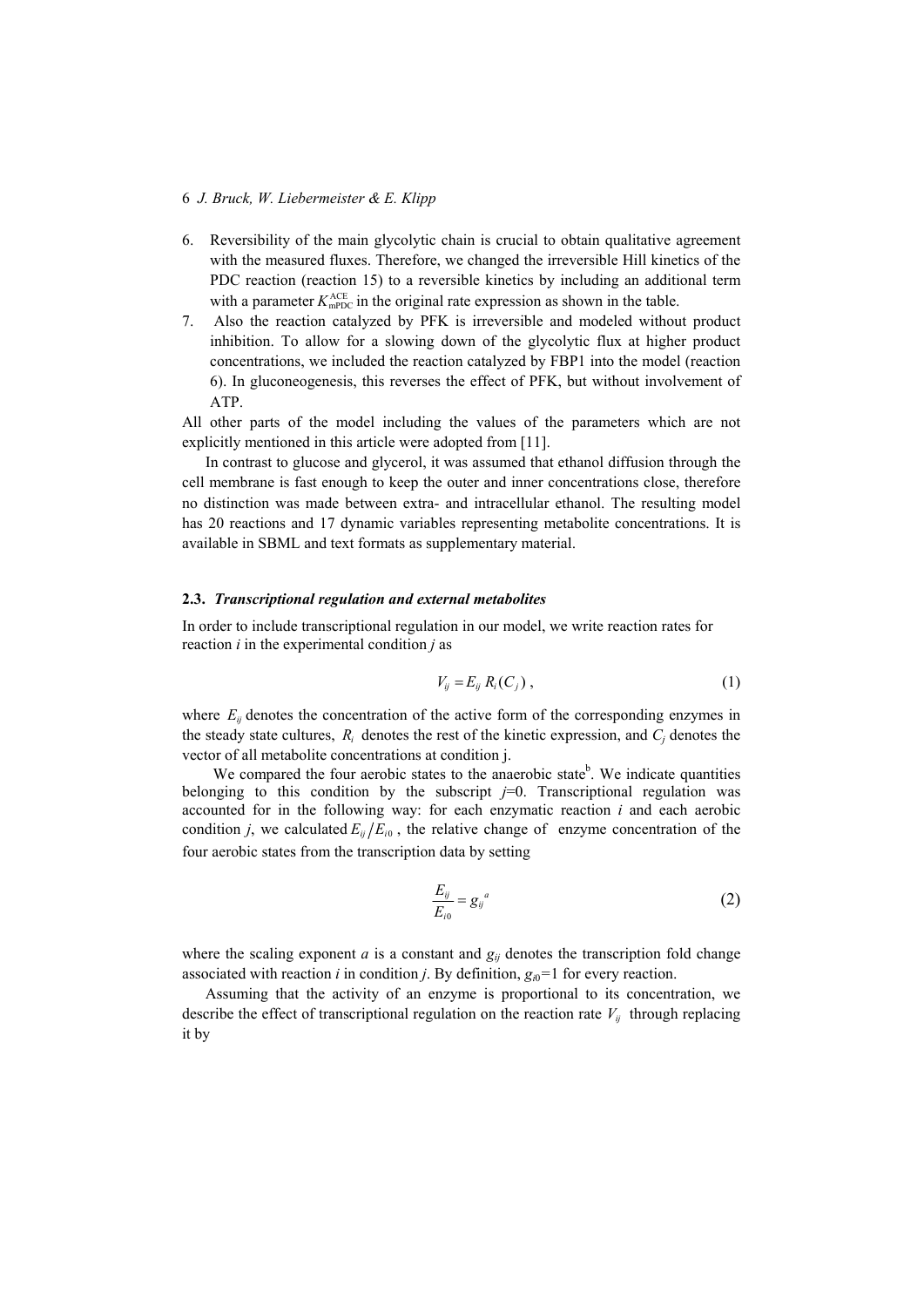6. Reversibility of the main glycolytic chain is crucial to obtain qualitative agreement with the measured fluxes. Therefore, we changed the irreversible Hill kinetics of the PDC reaction (reaction 15) to a reversible kinetics by including an additional term with a parameter $K_{\mathrm{mPDC}}^{\mathrm{ACE}}$ in the original rate expression as shown in the table.
7. Also the reaction catalyzed by PFK is irreversible and modeled without product inhibition. To allow for a slowing down of the glycolytic flux at higher product concentrations, we included the reaction catalyzed by FBP1 into the model (reaction 6). In gluconeogenesis, this reverses the effect of PFK, but without involvement of ATP.

All other parts of the model including the values of the parameters which are not explicitly mentioned in this article were adopted from [11].

In contrast to glucose and glycerol, it was assumed that ethanol diffusion through the cell membrane is fast enough to keep the outer and inner concentrations close, therefore no distinction was made between extra- and intracellular ethanol. The resulting model has 20 reactions and 17 dynamic variables representing metabolite concentrations. It is available in SBML and text formats as supplementary material.

### 2.3. *Transcriptional regulation and external metabolites*

In order to include transcriptional regulation in our model, we write reaction rates for reaction *i* in the experimental condition *j* as

$$V_{ij} = E_{ij} \, R_i(C_j) \,, \tag{1}$$

where $E_{ij}$ denotes the concentration of the active form of the corresponding enzymes in the steady state cultures, $R_i$ denotes the rest of the kinetic expression, and $C_j$ denotes the vector of all metabolite concentrations at condition j.

We compared the four aerobic states to the anaerobic state[b]. We indicate quantities belonging to this condition by the subscript $j$=0. Transcriptional regulation was accounted for in the following way: for each enzymatic reaction *i* and each aerobic condition *j*, we calculated $E_{ij}/E_{i0}$, the relative change of enzyme concentration of the four aerobic states from the transcription data by setting

$$\frac{E_{ij}}{E_{i0}} = {g_{ij}}^{a} \tag{2}$$

where the scaling exponent *a* is a constant and $g_{ij}$ denotes the transcription fold change associated with reaction *i* in condition *j*. By definition, $g_{i0}$=1 for every reaction.

Assuming that the activity of an enzyme is proportional to its concentration, we describe the effect of transcriptional regulation on the reaction rate $V_{ij}$ through replacing it by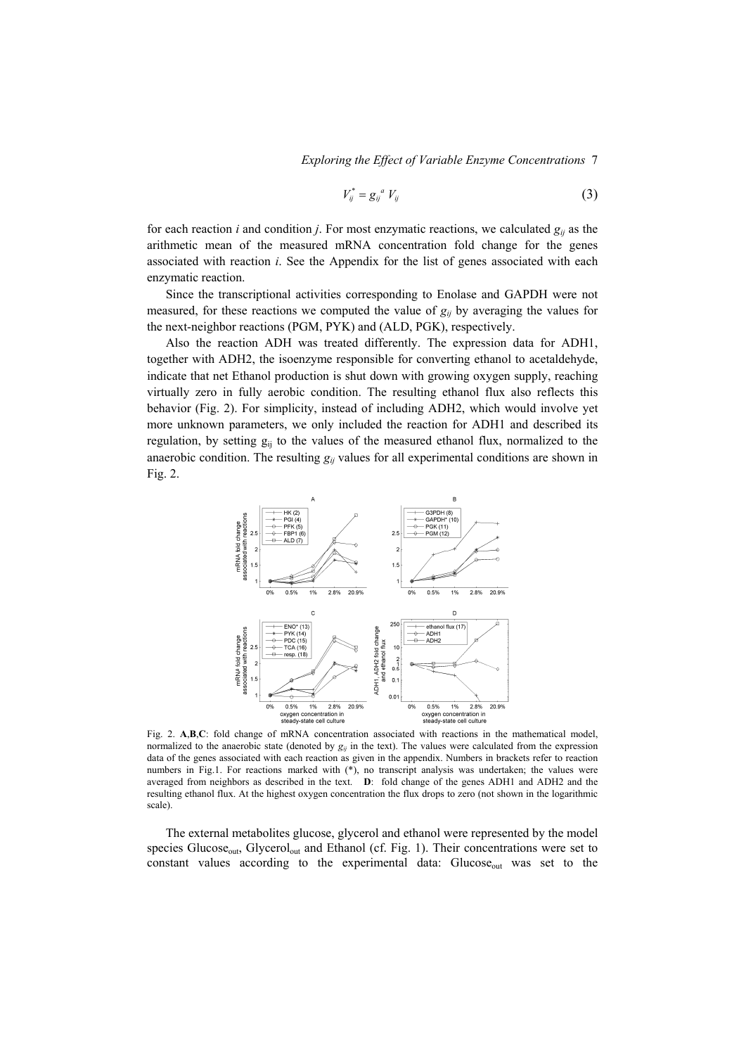$$V_{ij}^{*} = g_{ij}{}^{a}\, V_{ij} \tag{3}$$

for each reaction $i$ and condition $j$. For most enzymatic reactions, we calculated $g_{ij}$ as the arithmetic mean of the measured mRNA concentration fold change for the genes associated with reaction $i$. See the Appendix for the list of genes associated with each enzymatic reaction.

Since the transcriptional activities corresponding to Enolase and GAPDH were not measured, for these reactions we computed the value of $g_{ij}$ by averaging the values for the next-neighbor reactions (PGM, PYK) and (ALD, PGK), respectively.

Also the reaction ADH was treated differently. The expression data for ADH1, together with ADH2, the isoenzyme responsible for converting ethanol to acetaldehyde, indicate that net Ethanol production is shut down with growing oxygen supply, reaching virtually zero in fully aerobic condition. The resulting ethanol flux also reflects this behavior (Fig. 2). For simplicity, instead of including ADH2, which would involve yet more unknown parameters, we only included the reaction for ADH1 and described its regulation, by setting $g_{ij}$ to the values of the measured ethanol flux, normalized to the anaerobic condition. The resulting $g_{ij}$ values for all experimental conditions are shown in Fig. 2.

Fig. 2. **A**,**B**,**C**: fold change of mRNA concentration associated with reactions in the mathematical model, normalized to the anaerobic state (denoted by $g_{ij}$ in the text). The values were calculated from the expression data of the genes associated with each reaction as given in the appendix. Numbers in brackets refer to reaction numbers in Fig.1. For reactions marked with (*), no transcript analysis was undertaken; the values were averaged from neighbors as described in the text. **D**: fold change of the genes ADH1 and ADH2 and the resulting ethanol flux. At the highest oxygen concentration the flux drops to zero (not shown in the logarithmic scale).

The external metabolites glucose, glycerol and ethanol were represented by the model species $\text{Glucose}_{out}$, $\text{Glycerol}_{out}$ and Ethanol (cf. Fig. 1). Their concentrations were set to constant values according to the experimental data: $\text{Glucose}_{out}$ was set to the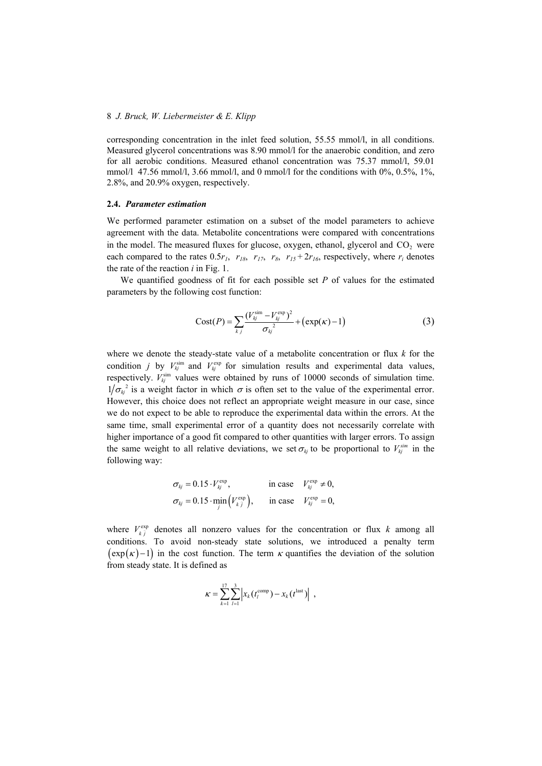corresponding concentration in the inlet feed solution, 55.55 mmol/l, in all conditions. Measured glycerol concentrations was 8.90 mmol/l for the anaerobic condition, and zero for all aerobic conditions. Measured ethanol concentration was 75.37 mmol/l, 59.01 mmol/l 47.56 mmol/l, 3.66 mmol/l, and 0 mmol/l for the conditions with 0%, 0.5%, 1%, 2.8%, and 20.9% oxygen, respectively.

### 2.4. *Parameter estimation*

We performed parameter estimation on a subset of the model parameters to achieve agreement with the data. Metabolite concentrations were compared with concentrations in the model. The measured fluxes for glucose, oxygen, ethanol, glycerol and $CO_2$ were each compared to the rates $0.5r_1$, $r_{18}$, $r_{17}$, $r_8$, $r_{15}+2r_{16}$, respectively, where $r_i$ denotes the rate of the reaction $i$ in Fig. 1.

We quantified goodness of fit for each possible set $P$ of values for the estimated parameters by the following cost function:

$$\mathrm{Cost}(P) = \sum_{k\,j} \frac{(V_{kj}^{\mathrm{sim}} - V_{kj}^{\mathrm{exp}})^2}{\sigma_{kj}^{\;2}} + \left(\exp(\kappa) - 1\right) \tag{3}$$

where we denote the steady-state value of a metabolite concentration or flux $k$ for the condition $j$ by $V_{kj}^{\mathrm{sim}}$ and $V_{kj}^{\mathrm{exp}}$ for simulation results and experimental data values, respectively. $V_{kj}^{\mathrm{sim}}$ values were obtained by runs of 10000 seconds of simulation time. $1/\sigma_{kj}^{\;2}$ is a weight factor in which $\sigma$ is often set to the value of the experimental error. However, this choice does not reflect an appropriate weight measure in our case, since we do not expect to be able to reproduce the experimental data within the errors. At the same time, small experimental error of a quantity does not necessarily correlate with higher importance of a good fit compared to other quantities with larger errors. To assign the same weight to all relative deviations, we set $\sigma_{kj}$ to be proportional to $V_{kj}^{sim}$ in the following way:

$$\sigma_{kj} = 0.15 \cdot V_{kj}^{\mathrm{exp}}, \qquad \text{in case} \quad V_{kj}^{\mathrm{exp}} \neq 0,$$

$$\sigma_{kj} = 0.15 \cdot \min_{j}\left(V_{k\,j}^{\mathrm{exp}}\right), \qquad \text{in case} \quad V_{kj}^{\mathrm{exp}} = 0,$$

where $V_{k\,j}^{\mathrm{exp}}$ denotes all nonzero values for the concentration or flux $k$ among all conditions. To avoid non-steady state solutions, we introduced a penalty term $\left(\exp(\kappa)-1\right)$ in the cost function. The term $\kappa$ quantifies the deviation of the solution from steady state. It is defined as

$$\kappa = \sum_{k=1}^{17} \sum_{l=1}^{3} \left| x_k(t_l^{\mathrm{comp}}) - x_k(t^{\mathrm{last}}) \right| \;,$$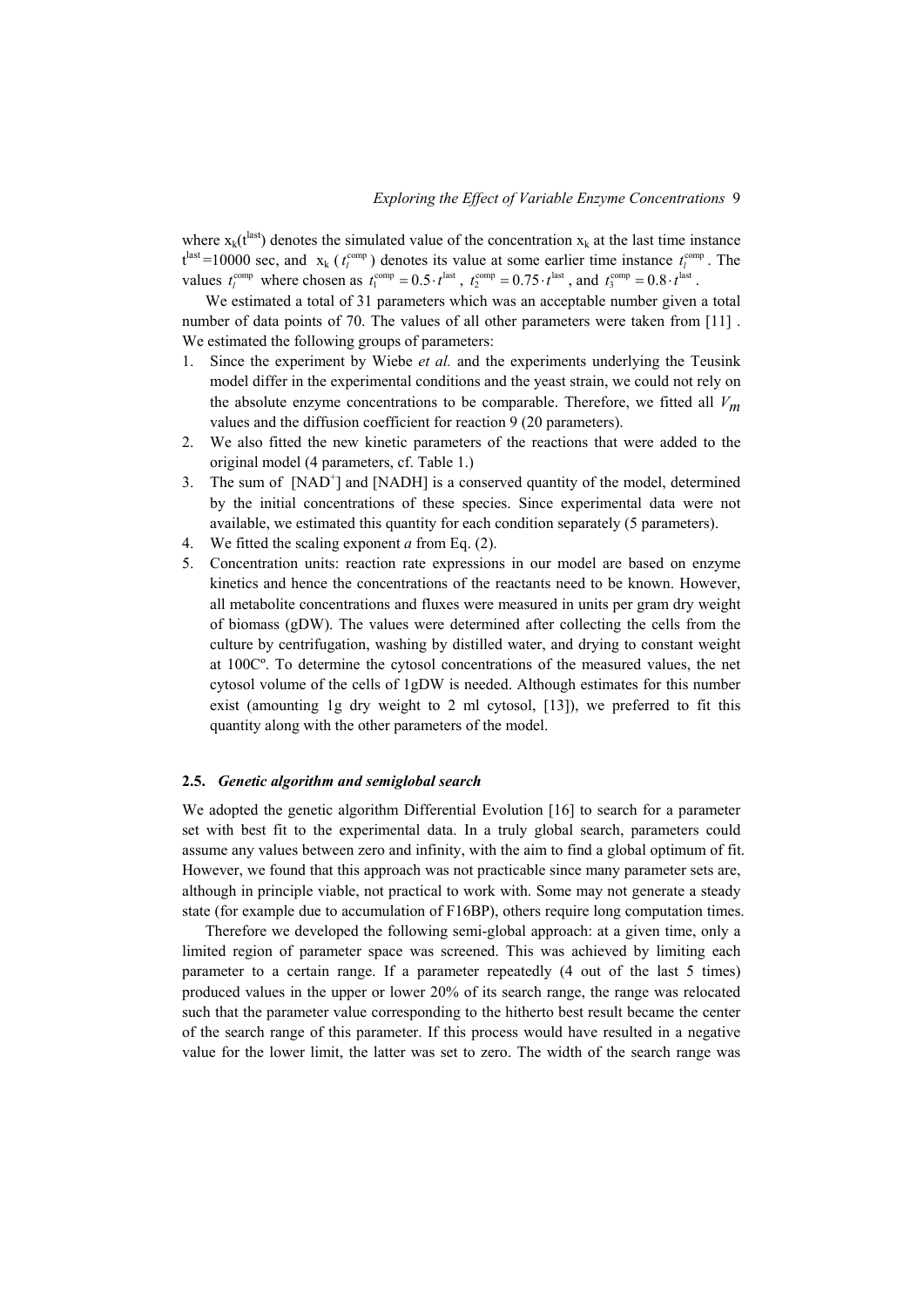where $x_k(t^{last})$ denotes the simulated value of the concentration $x_k$ at the last time instance $t^{last}$=10000 sec, and $x_k(t_l^{comp})$ denotes its value at some earlier time instance $t_l^{comp}$. The values $t_l^{comp}$ where chosen as $t_1^{comp} = 0.5 \cdot t^{last}$, $t_2^{comp} = 0.75 \cdot t^{last}$, and $t_3^{comp} = 0.8 \cdot t^{last}$.

We estimated a total of 31 parameters which was an acceptable number given a total number of data points of 70. The values of all other parameters were taken from [11] . We estimated the following groups of parameters:

1. Since the experiment by Wiebe *et al.* and the experiments underlying the Teusink model differ in the experimental conditions and the yeast strain, we could not rely on the absolute enzyme concentrations to be comparable. Therefore, we fitted all $V_m$ values and the diffusion coefficient for reaction 9 (20 parameters).
2. We also fitted the new kinetic parameters of the reactions that were added to the original model (4 parameters, cf. Table 1.)
3. The sum of [$NAD^+$] and [NADH] is a conserved quantity of the model, determined by the initial concentrations of these species. Since experimental data were not available, we estimated this quantity for each condition separately (5 parameters).
4. We fitted the scaling exponent *a* from Eq. (2).
5. Concentration units: reaction rate expressions in our model are based on enzyme kinetics and hence the concentrations of the reactants need to be known. However, all metabolite concentrations and fluxes were measured in units per gram dry weight of biomass (gDW). The values were determined after collecting the cells from the culture by centrifugation, washing by distilled water, and drying to constant weight at 100Cº. To determine the cytosol concentrations of the measured values, the net cytosol volume of the cells of 1gDW is needed. Although estimates for this number exist (amounting 1g dry weight to 2 ml cytosol, [13]), we preferred to fit this quantity along with the other parameters of the model.

### 2.5. *Genetic algorithm and semiglobal search*

We adopted the genetic algorithm Differential Evolution [16] to search for a parameter set with best fit to the experimental data. In a truly global search, parameters could assume any values between zero and infinity, with the aim to find a global optimum of fit. However, we found that this approach was not practicable since many parameter sets are, although in principle viable, not practical to work with. Some may not generate a steady state (for example due to accumulation of F16BP), others require long computation times.

Therefore we developed the following semi-global approach: at a given time, only a limited region of parameter space was screened. This was achieved by limiting each parameter to a certain range. If a parameter repeatedly (4 out of the last 5 times) produced values in the upper or lower 20% of its search range, the range was relocated such that the parameter value corresponding to the hitherto best result became the center of the search range of this parameter. If this process would have resulted in a negative value for the lower limit, the latter was set to zero. The width of the search range was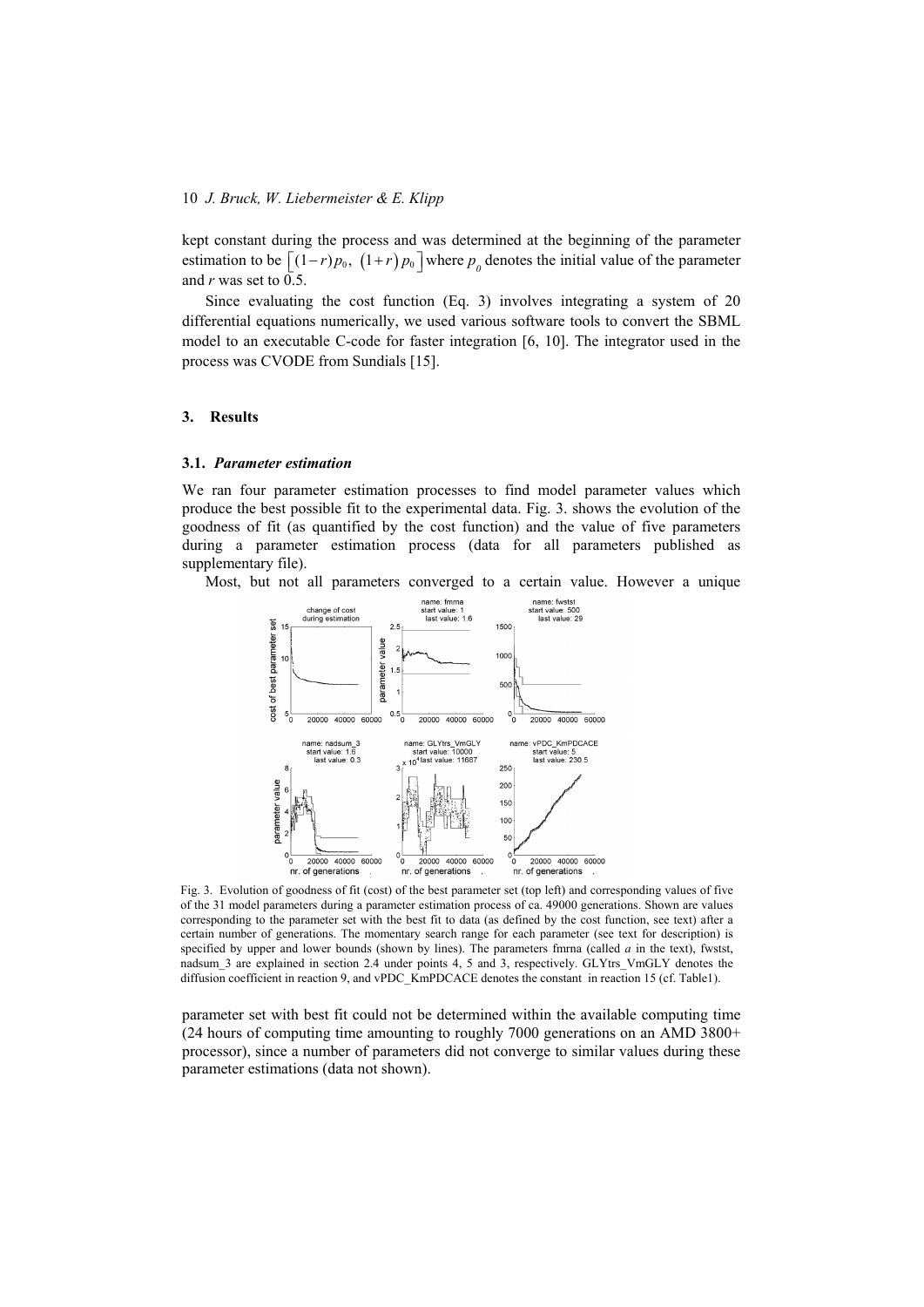kept constant during the process and was determined at the beginning of the parameter estimation to be $\left[(1-r)p_0,\ (1+r)p_0\right]$ where $p_0$ denotes the initial value of the parameter and $r$ was set to 0.5.

Since evaluating the cost function (Eq. 3) involves integrating a system of 20 differential equations numerically, we used various software tools to convert the SBML model to an executable C-code for faster integration [6, 10]. The integrator used in the process was CVODE from Sundials [15].

## 3. Results

### 3.1. *Parameter estimation*

We ran four parameter estimation processes to find model parameter values which produce the best possible fit to the experimental data. Fig. 3. shows the evolution of the goodness of fit (as quantified by the cost function) and the value of five parameters during a parameter estimation process (data for all parameters published as supplementary file).

Most, but not all parameters converged to a certain value. However a unique parameter set with best fit could not be determined within the available computing time (24 hours of computing time amounting to roughly 7000 generations on an AMD 3800+ processor), since a number of parameters did not converge to similar values during these parameter estimations (data not shown).

Fig. 3. Evolution of goodness of fit (cost) of the best parameter set (top left) and corresponding values of five of the 31 model parameters during a parameter estimation process of ca. 49000 generations. Shown are values corresponding to the parameter set with the best fit to data (as defined by the cost function, see text) after a certain number of generations. The momentary search range for each parameter (see text for description) is specified by upper and lower bounds (shown by lines). The parameters fmrna (called *a* in the text), fwstst, nadsum_3 are explained in section 2.4 under points 4, 5 and 3, respectively. GLYtrs_VmGLY denotes the diffusion coefficient in reaction 9, and vPDC_KmPDCACE denotes the constant in reaction 15 (cf. Table1).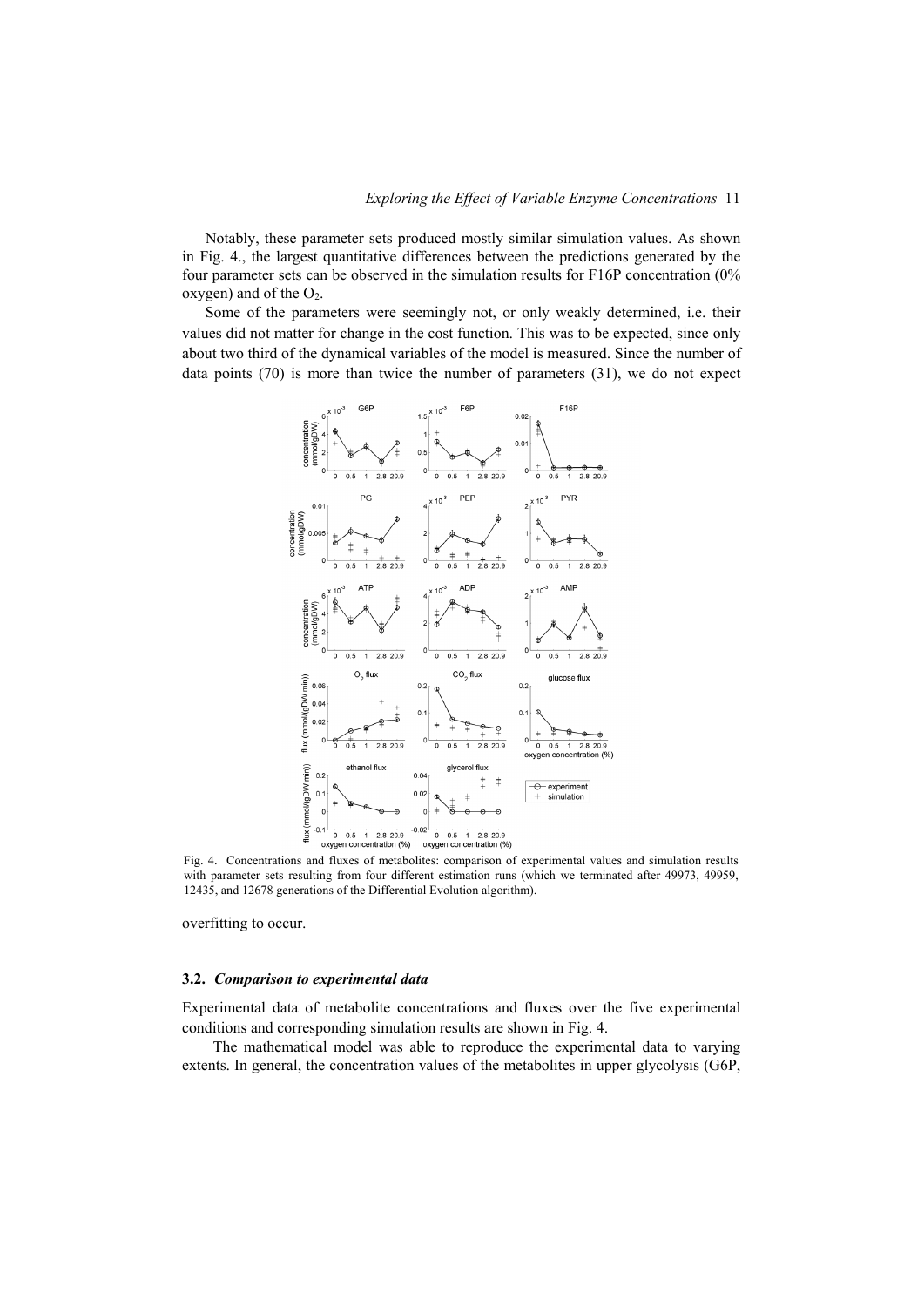Notably, these parameter sets produced mostly similar simulation values. As shown in Fig. 4., the largest quantitative differences between the predictions generated by the four parameter sets can be observed in the simulation results for F16P concentration (0% oxygen) and of the $O_2$.

Some of the parameters were seemingly not, or only weakly determined, i.e. their values did not matter for change in the cost function. This was to be expected, since only about two third of the dynamical variables of the model is measured. Since the number of data points (70) is more than twice the number of parameters (31), we do not expect overfitting to occur.

Fig. 4. Concentrations and fluxes of metabolites: comparison of experimental values and simulation results with parameter sets resulting from four different estimation runs (which we terminated after 49973, 49959, 12435, and 12678 generations of the Differential Evolution algorithm).

### 3.2. *Comparison to experimental data*

Experimental data of metabolite concentrations and fluxes over the five experimental conditions and corresponding simulation results are shown in Fig. 4.

The mathematical model was able to reproduce the experimental data to varying extents. In general, the concentration values of the metabolites in upper glycolysis (G6P,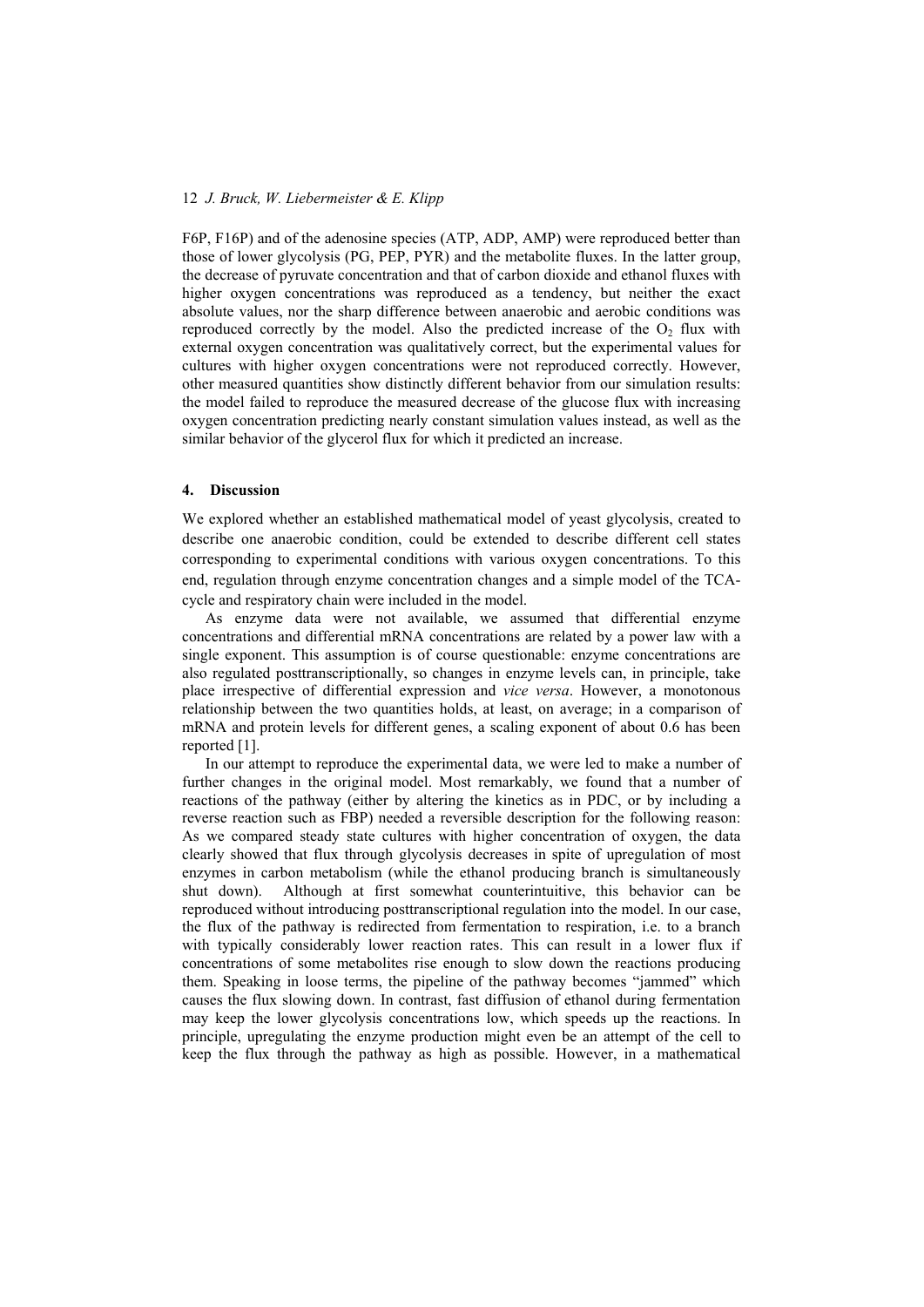F6P, F16P) and of the adenosine species (ATP, ADP, AMP) were reproduced better than those of lower glycolysis (PG, PEP, PYR) and the metabolite fluxes. In the latter group, the decrease of pyruvate concentration and that of carbon dioxide and ethanol fluxes with higher oxygen concentrations was reproduced as a tendency, but neither the exact absolute values, nor the sharp difference between anaerobic and aerobic conditions was reproduced correctly by the model. Also the predicted increase of the $O_2$ flux with external oxygen concentration was qualitatively correct, but the experimental values for cultures with higher oxygen concentrations were not reproduced correctly. However, other measured quantities show distinctly different behavior from our simulation results: the model failed to reproduce the measured decrease of the glucose flux with increasing oxygen concentration predicting nearly constant simulation values instead, as well as the similar behavior of the glycerol flux for which it predicted an increase.

## 4. Discussion

We explored whether an established mathematical model of yeast glycolysis, created to describe one anaerobic condition, could be extended to describe different cell states corresponding to experimental conditions with various oxygen concentrations. To this end, regulation through enzyme concentration changes and a simple model of the TCA-cycle and respiratory chain were included in the model.

As enzyme data were not available, we assumed that differential enzyme concentrations and differential mRNA concentrations are related by a power law with a single exponent. This assumption is of course questionable: enzyme concentrations are also regulated posttranscriptionally, so changes in enzyme levels can, in principle, take place irrespective of differential expression and *vice versa*. However, a monotonous relationship between the two quantities holds, at least, on average; in a comparison of mRNA and protein levels for different genes, a scaling exponent of about 0.6 has been reported [1].

In our attempt to reproduce the experimental data, we were led to make a number of further changes in the original model. Most remarkably, we found that a number of reactions of the pathway (either by altering the kinetics as in PDC, or by including a reverse reaction such as FBP) needed a reversible description for the following reason: As we compared steady state cultures with higher concentration of oxygen, the data clearly showed that flux through glycolysis decreases in spite of upregulation of most enzymes in carbon metabolism (while the ethanol producing branch is simultaneously shut down). Although at first somewhat counterintuitive, this behavior can be reproduced without introducing posttranscriptional regulation into the model. In our case, the flux of the pathway is redirected from fermentation to respiration, i.e. to a branch with typically considerably lower reaction rates. This can result in a lower flux if concentrations of some metabolites rise enough to slow down the reactions producing them. Speaking in loose terms, the pipeline of the pathway becomes "jammed" which causes the flux slowing down. In contrast, fast diffusion of ethanol during fermentation may keep the lower glycolysis concentrations low, which speeds up the reactions. In principle, upregulating the enzyme production might even be an attempt of the cell to keep the flux through the pathway as high as possible. However, in a mathematical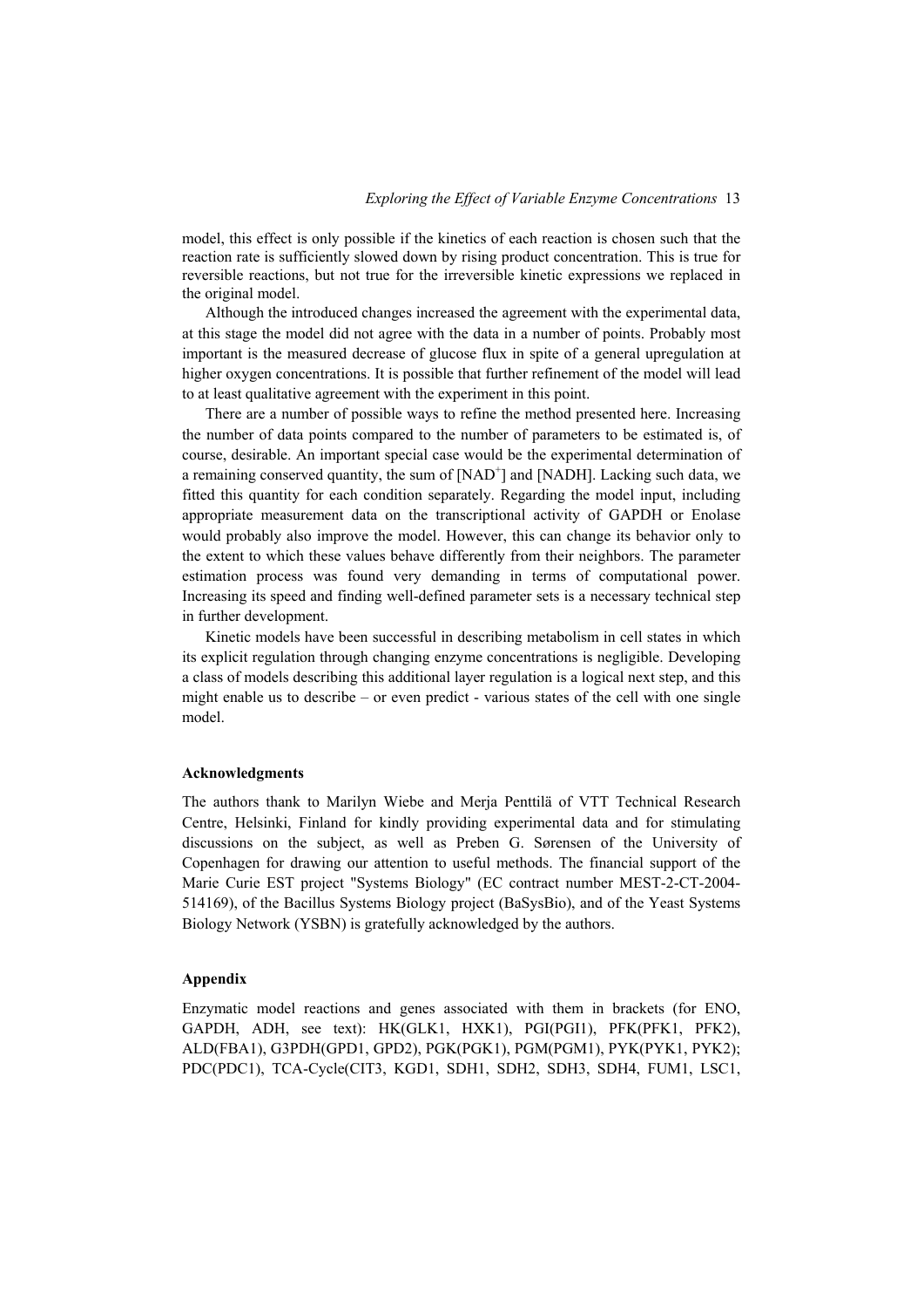model, this effect is only possible if the kinetics of each reaction is chosen such that the reaction rate is sufficiently slowed down by rising product concentration. This is true for reversible reactions, but not true for the irreversible kinetic expressions we replaced in the original model.

Although the introduced changes increased the agreement with the experimental data, at this stage the model did not agree with the data in a number of points. Probably most important is the measured decrease of glucose flux in spite of a general upregulation at higher oxygen concentrations. It is possible that further refinement of the model will lead to at least qualitative agreement with the experiment in this point.

There are a number of possible ways to refine the method presented here. Increasing the number of data points compared to the number of parameters to be estimated is, of course, desirable. An important special case would be the experimental determination of a remaining conserved quantity, the sum of [$NAD^+$] and [NADH]. Lacking such data, we fitted this quantity for each condition separately. Regarding the model input, including appropriate measurement data on the transcriptional activity of GAPDH or Enolase would probably also improve the model. However, this can change its behavior only to the extent to which these values behave differently from their neighbors. The parameter estimation process was found very demanding in terms of computational power. Increasing its speed and finding well-defined parameter sets is a necessary technical step in further development.

Kinetic models have been successful in describing metabolism in cell states in which its explicit regulation through changing enzyme concentrations is negligible. Developing a class of models describing this additional layer regulation is a logical next step, and this might enable us to describe – or even predict - various states of the cell with one single model.

### Acknowledgments

The authors thank to Marilyn Wiebe and Merja Penttilä of VTT Technical Research Centre, Helsinki, Finland for kindly providing experimental data and for stimulating discussions on the subject, as well as Preben G. Sørensen of the University of Copenhagen for drawing our attention to useful methods. The financial support of the Marie Curie EST project "Systems Biology" (EC contract number MEST-2-CT-2004-514169), of the Bacillus Systems Biology project (BaSysBio), and of the Yeast Systems Biology Network (YSBN) is gratefully acknowledged by the authors.

### Appendix

Enzymatic model reactions and genes associated with them in brackets (for ENO, GAPDH, ADH, see text): HK(GLK1, HXK1), PGI(PGI1), PFK(PFK1, PFK2), ALD(FBA1), G3PDH(GPD1, GPD2), PGK(PGK1), PGM(PGM1), PYK(PYK1, PYK2); PDC(PDC1), TCA-Cycle(CIT3, KGD1, SDH1, SDH2, SDH3, SDH4, FUM1, LSC1,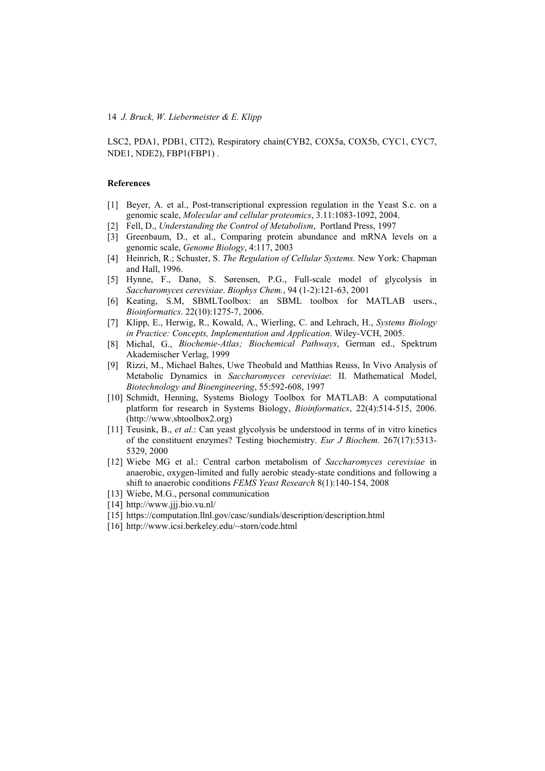LSC2, PDA1, PDB1, CIT2), Respiratory chain(CYB2, COX5a, COX5b, CYC1, CYC7, NDE1, NDE2), FBP1(FBP1) .

**References**

[1] Beyer, A. et al., Post-transcriptional expression regulation in the Yeast S.c. on a genomic scale, *Molecular and cellular proteomics*, 3.11:1083-1092, 2004.

[2] Fell, D., *Understanding the Control of Metabolism*, Portland Press, 1997

[3] Greenbaum, D., et al., Comparing protein abundance and mRNA levels on a genomic scale, *Genome Biology*, 4:117, 2003

[4] Heinrich, R.; Schuster, S. *The Regulation of Cellular Systems.* New York: Chapman and Hall, 1996.

[5] Hynne, F., Danø, S. Sørensen, P.G., Full-scale model of glycolysis in *Saccharomyces cerevisiae*. *Biophys Chem.*, 94 (1-2):121-63, 2001

[6] Keating, S.M, SBMLToolbox: an SBML toolbox for MATLAB users., *Bioinformatics*. 22(10):1275-7, 2006.

[7] Klipp, E., Herwig, R., Kowald, A., Wierling, C. and Lehrach, H., *Systems Biology in Practice: Concepts, Implementation and Application*. Wiley-VCH, 2005.

[8] Michal, G., *Biochemie-Atlas; Biochemical Pathways*, German ed., Spektrum Akademischer Verlag, 1999

[9] Rizzi, M., Michael Baltes, Uwe Theobald and Matthias Reuss, In Vivo Analysis of Metabolic Dynamics in *Saccharomyces cerevisiae*: II. Mathematical Model, *Biotechnology and Bioengineering*, 55:592-608, 1997

[10] Schmidt, Henning, Systems Biology Toolbox for MATLAB: A computational platform for research in Systems Biology, *Bioinformatics*, 22(4):514-515, 2006. (http://www.sbtoolbox2.org)

[11] Teusink, B., *et al.*: Can yeast glycolysis be understood in terms of in vitro kinetics of the constituent enzymes? Testing biochemistry. *Eur J Biochem.* 267(17):5313-5329, 2000

[12] Wiebe MG et al.: Central carbon metabolism of *Saccharomyces cerevisiae* in anaerobic, oxygen-limited and fully aerobic steady-state conditions and following a shift to anaerobic conditions *FEMS Yeast Research* 8(1):140-154, 2008

[13] Wiebe, M.G., personal communication

[14] http://www.jjj.bio.vu.nl/

[15] https://computation.llnl.gov/casc/sundials/description/description.html

[16] http://www.icsi.berkeley.edu/~storn/code.html